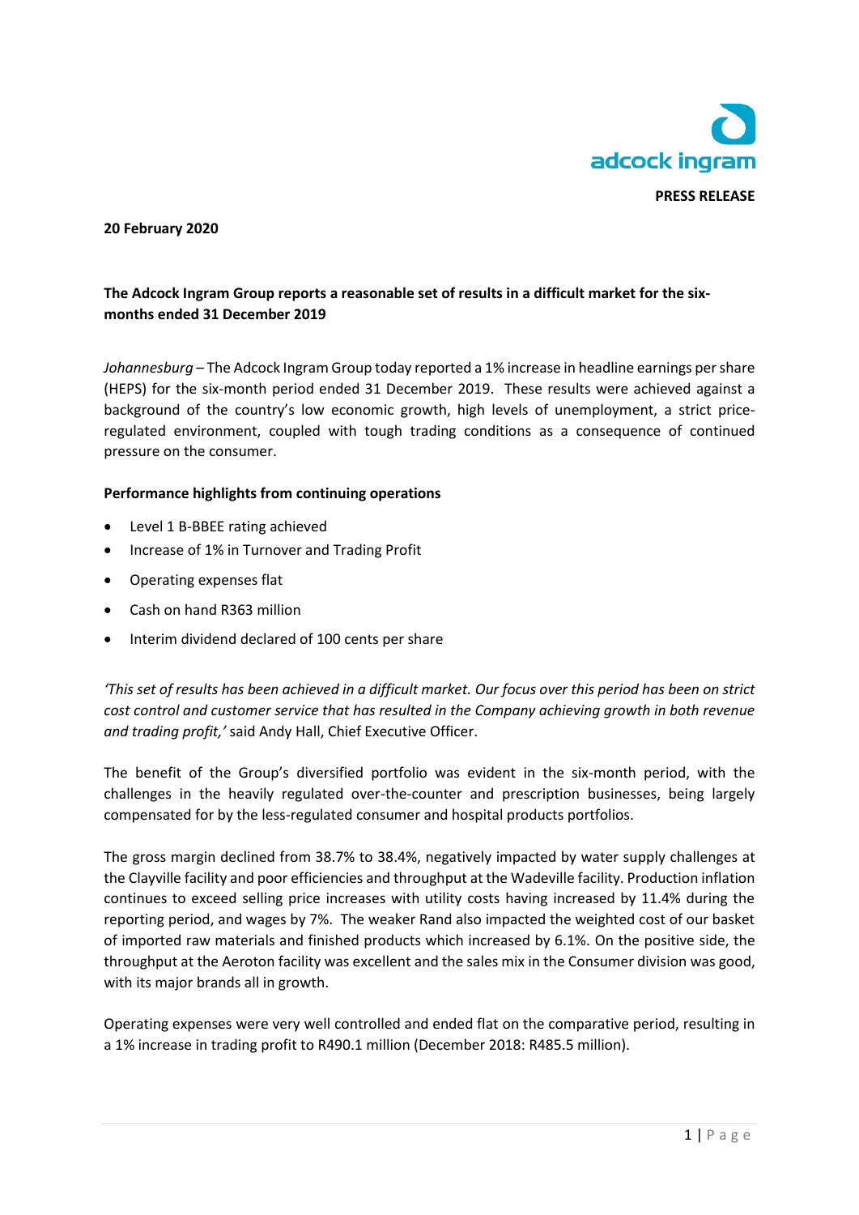adcock ingram

**PRESS RELEASE**

**20 February 2020**

**The Adcock Ingram Group reports a reasonable set of results in a difficult market for the six-months ended 31 December 2019**

*Johannesburg* – The Adcock Ingram Group today reported a 1% increase in headline earnings per share (HEPS) for the six-month period ended 31 December 2019. These results were achieved against a background of the country's low economic growth, high levels of unemployment, a strict price-regulated environment, coupled with tough trading conditions as a consequence of continued pressure on the consumer.

**Performance highlights from continuing operations**

- Level 1 B-BBEE rating achieved
- Increase of 1% in Turnover and Trading Profit
- Operating expenses flat
- Cash on hand R363 million
- Interim dividend declared of 100 cents per share

*'This set of results has been achieved in a difficult market. Our focus over this period has been on strict cost control and customer service that has resulted in the Company achieving growth in both revenue and trading profit,'* said Andy Hall, Chief Executive Officer.

The benefit of the Group's diversified portfolio was evident in the six-month period, with the challenges in the heavily regulated over-the-counter and prescription businesses, being largely compensated for by the less-regulated consumer and hospital products portfolios.

The gross margin declined from 38.7% to 38.4%, negatively impacted by water supply challenges at the Clayville facility and poor efficiencies and throughput at the Wadeville facility. Production inflation continues to exceed selling price increases with utility costs having increased by 11.4% during the reporting period, and wages by 7%. The weaker Rand also impacted the weighted cost of our basket of imported raw materials and finished products which increased by 6.1%. On the positive side, the throughput at the Aeroton facility was excellent and the sales mix in the Consumer division was good, with its major brands all in growth.

Operating expenses were very well controlled and ended flat on the comparative period, resulting in a 1% increase in trading profit to R490.1 million (December 2018: R485.5 million).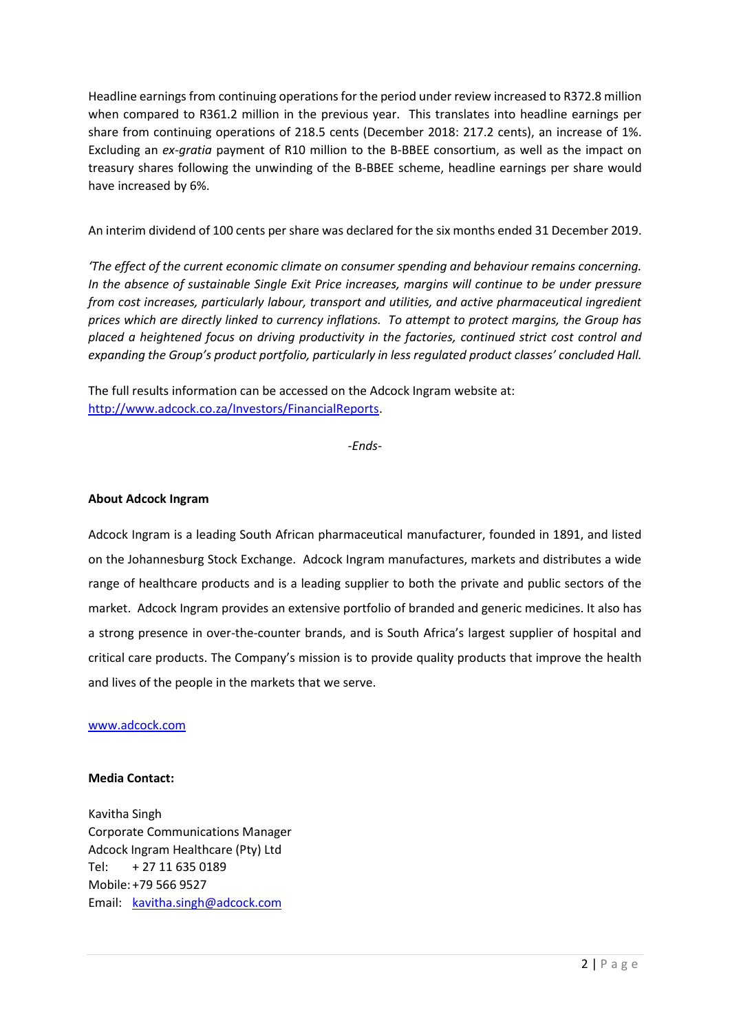Headline earnings from continuing operations for the period under review increased to R372.8 million when compared to R361.2 million in the previous year. This translates into headline earnings per share from continuing operations of 218.5 cents (December 2018: 217.2 cents), an increase of 1%. Excluding an *ex-gratia* payment of R10 million to the B-BBEE consortium, as well as the impact on treasury shares following the unwinding of the B-BBEE scheme, headline earnings per share would have increased by 6%.

An interim dividend of 100 cents per share was declared for the six months ended 31 December 2019.

*'The effect of the current economic climate on consumer spending and behaviour remains concerning. In the absence of sustainable Single Exit Price increases, margins will continue to be under pressure from cost increases, particularly labour, transport and utilities, and active pharmaceutical ingredient prices which are directly linked to currency inflations. To attempt to protect margins, the Group has placed a heightened focus on driving productivity in the factories, continued strict cost control and expanding the Group's product portfolio, particularly in less regulated product classes' concluded Hall.*

The full results information can be accessed on the Adcock Ingram website at: [http://www.adcock.co.za/Investors/FinancialReports](http://www.adcock.co.za/Investors/FinancialReports).

*-Ends-*

**About Adcock Ingram**

Adcock Ingram is a leading South African pharmaceutical manufacturer, founded in 1891, and listed on the Johannesburg Stock Exchange. Adcock Ingram manufactures, markets and distributes a wide range of healthcare products and is a leading supplier to both the private and public sectors of the market. Adcock Ingram provides an extensive portfolio of branded and generic medicines. It also has a strong presence in over-the-counter brands, and is South Africa's largest supplier of hospital and critical care products. The Company's mission is to provide quality products that improve the health and lives of the people in the markets that we serve.

[www.adcock.com](http://www.adcock.com)

**Media Contact:**

Kavitha Singh
Corporate Communications Manager
Adcock Ingram Healthcare (Pty) Ltd
Tel: + 27 11 635 0189
Mobile: +79 566 9527
Email: [kavitha.singh@adcock.com](mailto:kavitha.singh@adcock.com)